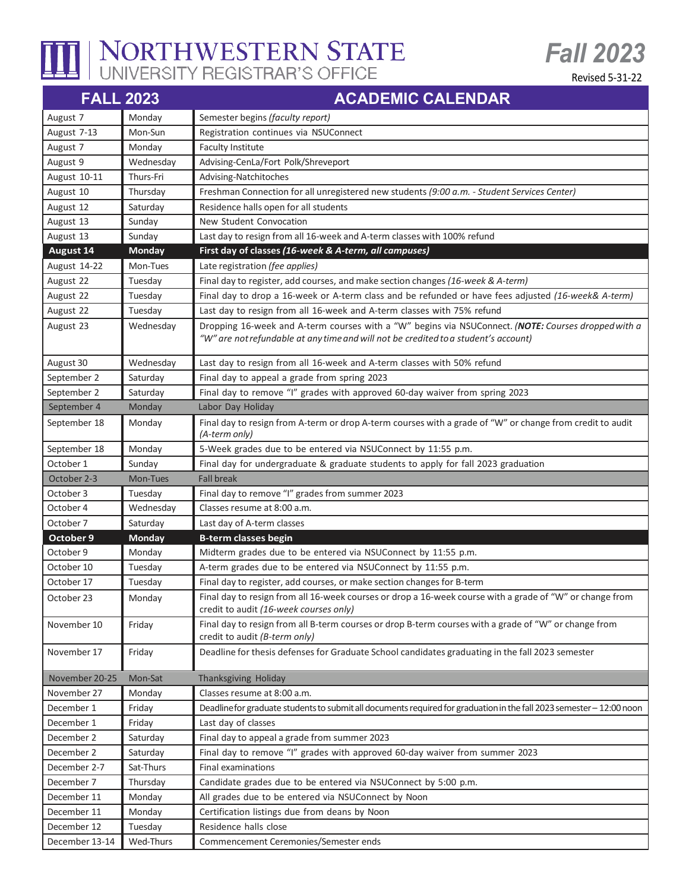# NORTHWESTERN STATE UNIVERSITY REGISTRAR'S OFFICE

# Fall 2023

Revised 5-31-22

| FALL 2023 | | ACADEMIC CALENDAR |
|---|---|---|
| August 7 | Monday | Semester begins *(faculty report)* |
| August 7-13 | Mon-Sun | Registration continues via NSUConnect |
| August 7 | Monday | Faculty Institute |
| August 9 | Wednesday | Advising-CenLa/Fort Polk/Shreveport |
| August 10-11 | Thurs-Fri | Advising-Natchitoches |
| August 10 | Thursday | Freshman Connection for all unregistered new students *(9:00 a.m. - Student Services Center)* |
| August 12 | Saturday | Residence halls open for all students |
| August 13 | Sunday | New Student Convocation |
| August 13 | Sunday | Last day to resign from all 16-week and A-term classes with 100% refund |
| **August 14** | **Monday** | **First day of classes *(16-week & A-term, all campuses)*** |
| August 14-22 | Mon-Tues | Late registration *(fee applies)* |
| August 22 | Tuesday | Final day to register, add courses, and make section changes *(16-week & A-term)* |
| August 22 | Tuesday | Final day to drop a 16-week or A-term class and be refunded or have fees adjusted *(16-week& A-term)* |
| August 22 | Tuesday | Last day to resign from all 16-week and A-term classes with 75% refund |
| August 23 | Wednesday | Dropping 16-week and A-term courses with a "W" begins via NSUConnect. *(**NOTE:** Courses dropped with a "W" are not refundable at any time and will not be credited to a student's account)* |
| August 30 | Wednesday | Last day to resign from all 16-week and A-term classes with 50% refund |
| September 2 | Saturday | Final day to appeal a grade from spring 2023 |
| September 2 | Saturday | Final day to remove "I" grades with approved 60-day waiver from spring 2023 |
| September 4 | Monday | Labor Day Holiday |
| September 18 | Monday | Final day to resign from A-term or drop A-term courses with a grade of "W" or change from credit to audit *(A-term only)* |
| September 18 | Monday | 5-Week grades due to be entered via NSUConnect by 11:55 p.m. |
| October 1 | Sunday | Final day for undergraduate & graduate students to apply for fall 2023 graduation |
| October 2-3 | Mon-Tues | Fall break |
| October 3 | Tuesday | Final day to remove "I" grades from summer 2023 |
| October 4 | Wednesday | Classes resume at 8:00 a.m. |
| October 7 | Saturday | Last day of A-term classes |
| **October 9** | **Monday** | **B-term classes begin** |
| October 9 | Monday | Midterm grades due to be entered via NSUConnect by 11:55 p.m. |
| October 10 | Tuesday | A-term grades due to be entered via NSUConnect by 11:55 p.m. |
| October 17 | Tuesday | Final day to register, add courses, or make section changes for B-term |
| October 23 | Monday | Final day to resign from all 16-week courses or drop a 16-week course with a grade of "W" or change from credit to audit *(16-week courses only)* |
| November 10 | Friday | Final day to resign from all B-term courses or drop B-term courses with a grade of "W" or change from credit to audit *(B-term only)* |
| November 17 | Friday | Deadline for thesis defenses for Graduate School candidates graduating in the fall 2023 semester |
| November 20-25 | Mon-Sat | Thanksgiving Holiday |
| November 27 | Monday | Classes resume at 8:00 a.m. |
| December 1 | Friday | Deadline for graduate students to submit all documents required for graduation in the fall 2023 semester – 12:00 noon |
| December 1 | Friday | Last day of classes |
| December 2 | Saturday | Final day to appeal a grade from summer 2023 |
| December 2 | Saturday | Final day to remove "I" grades with approved 60-day waiver from summer 2023 |
| December 2-7 | Sat-Thurs | Final examinations |
| December 7 | Thursday | Candidate grades due to be entered via NSUConnect by 5:00 p.m. |
| December 11 | Monday | All grades due to be entered via NSUConnect by Noon |
| December 11 | Monday | Certification listings due from deans by Noon |
| December 12 | Tuesday | Residence halls close |
| December 13-14 | Wed-Thurs | Commencement Ceremonies/Semester ends |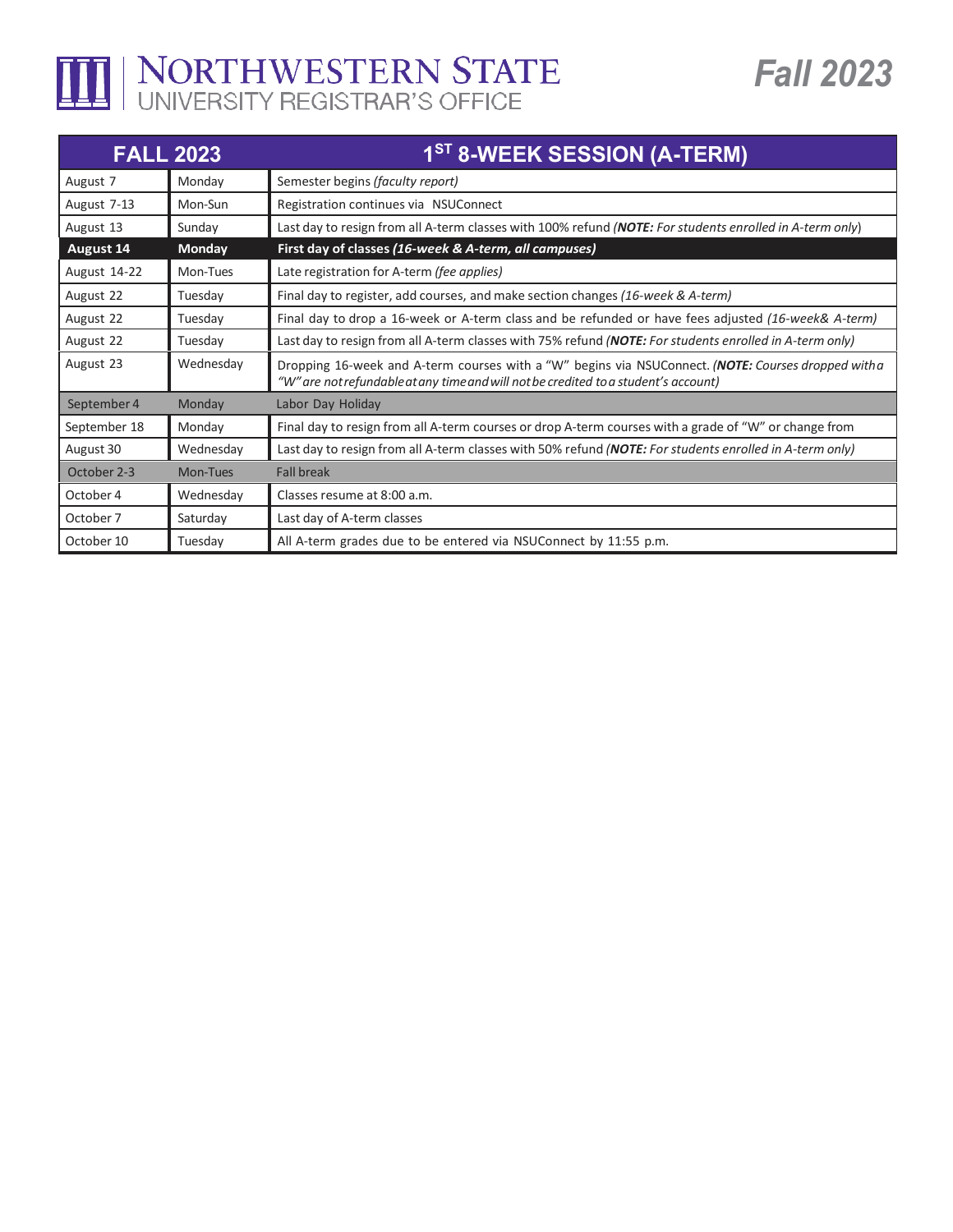# NORTHWESTERN STATE UNIVERSITY REGISTRAR'S OFFICE

## Fall 2023

| FALL 2023 | | 1ST 8-WEEK SESSION (A-TERM) |
|---|---|---|
| August 7 | Monday | Semester begins *(faculty report)* |
| August 7-13 | Mon-Sun | Registration continues via NSUConnect |
| August 13 | Sunday | Last day to resign from all A-term classes with 100% refund *(**NOTE:** For students enrolled in A-term only)* |
| **August 14** | **Monday** | **First day of classes *(16-week & A-term, all campuses)*** |
| August 14-22 | Mon-Tues | Late registration for A-term *(fee applies)* |
| August 22 | Tuesday | Final day to register, add courses, and make section changes *(16-week & A-term)* |
| August 22 | Tuesday | Final day to drop a 16-week or A-term class and be refunded or have fees adjusted *(16-week& A-term)* |
| August 22 | Tuesday | Last day to resign from all A-term classes with 75% refund *(**NOTE:** For students enrolled in A-term only)* |
| August 23 | Wednesday | Dropping 16-week and A-term courses with a "W" begins via NSUConnect. *(**NOTE:** Courses dropped with a "W" are not refundable at any time and will not be credited to a student's account)* |
| September 4 | Monday | Labor Day Holiday |
| September 18 | Monday | Final day to resign from all A-term courses or drop A-term courses with a grade of "W" or change from |
| August 30 | Wednesday | Last day to resign from all A-term classes with 50% refund *(**NOTE:** For students enrolled in A-term only)* |
| October 2-3 | Mon-Tues | Fall break |
| October 4 | Wednesday | Classes resume at 8:00 a.m. |
| October 7 | Saturday | Last day of A-term classes |
| October 10 | Tuesday | All A-term grades due to be entered via NSUConnect by 11:55 p.m. |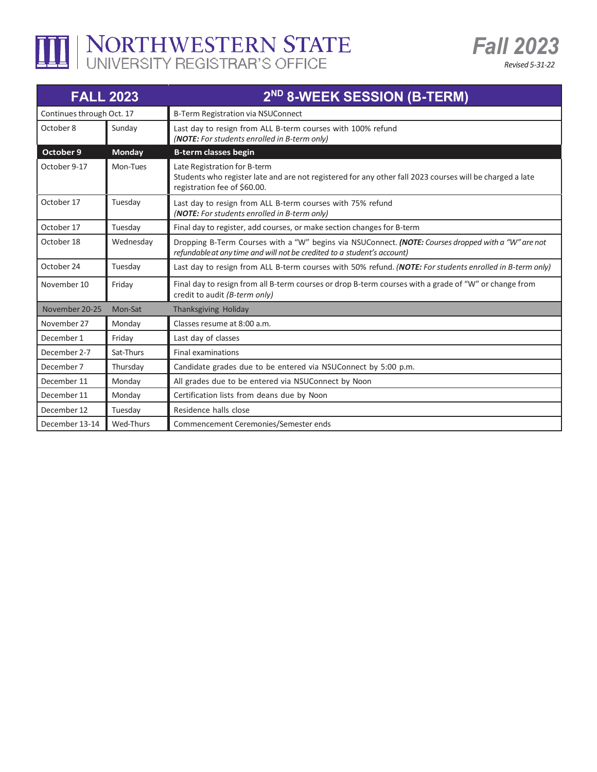# NORTHWESTERN STATE UNIVERSITY REGISTRAR'S OFFICE

## *Fall 2023*

*Revised 5-31-22*

| FALL 2023 | | 2ND 8-WEEK SESSION (B-TERM) |
|---|---|---|
| Continues through Oct. 17 | | B-Term Registration via NSUConnect |
| October 8 | Sunday | Last day to resign from ALL B-term courses with 100% refund *(**NOTE:** For students enrolled in B-term only)* |
| **October 9** | **Monday** | **B-term classes begin** |
| October 9-17 | Mon-Tues | Late Registration for B-term Students who register late and are not registered for any other fall 2023 courses will be charged a late registration fee of $60.00. |
| October 17 | Tuesday | Last day to resign from ALL B-term courses with 75% refund *(**NOTE:** For students enrolled in B-term only)* |
| October 17 | Tuesday | Final day to register, add courses, or make section changes for B-term |
| October 18 | Wednesday | Dropping B-Term Courses with a "W" begins via NSUConnect. *(**NOTE:** Courses dropped with a "W" are not refundable at any time and will not be credited to a student's account)* |
| October 24 | Tuesday | Last day to resign from ALL B-term courses with 50% refund. *(**NOTE:** For students enrolled in B-term only)* |
| November 10 | Friday | Final day to resign from all B-term courses or drop B-term courses with a grade of "W" or change from credit to audit *(B-term only)* |
| November 20-25 | Mon-Sat | Thanksgiving Holiday |
| November 27 | Monday | Classes resume at 8:00 a.m. |
| December 1 | Friday | Last day of classes |
| December 2-7 | Sat-Thurs | Final examinations |
| December 7 | Thursday | Candidate grades due to be entered via NSUConnect by 5:00 p.m. |
| December 11 | Monday | All grades due to be entered via NSUConnect by Noon |
| December 11 | Monday | Certification lists from deans due by Noon |
| December 12 | Tuesday | Residence halls close |
| December 13-14 | Wed-Thurs | Commencement Ceremonies/Semester ends |